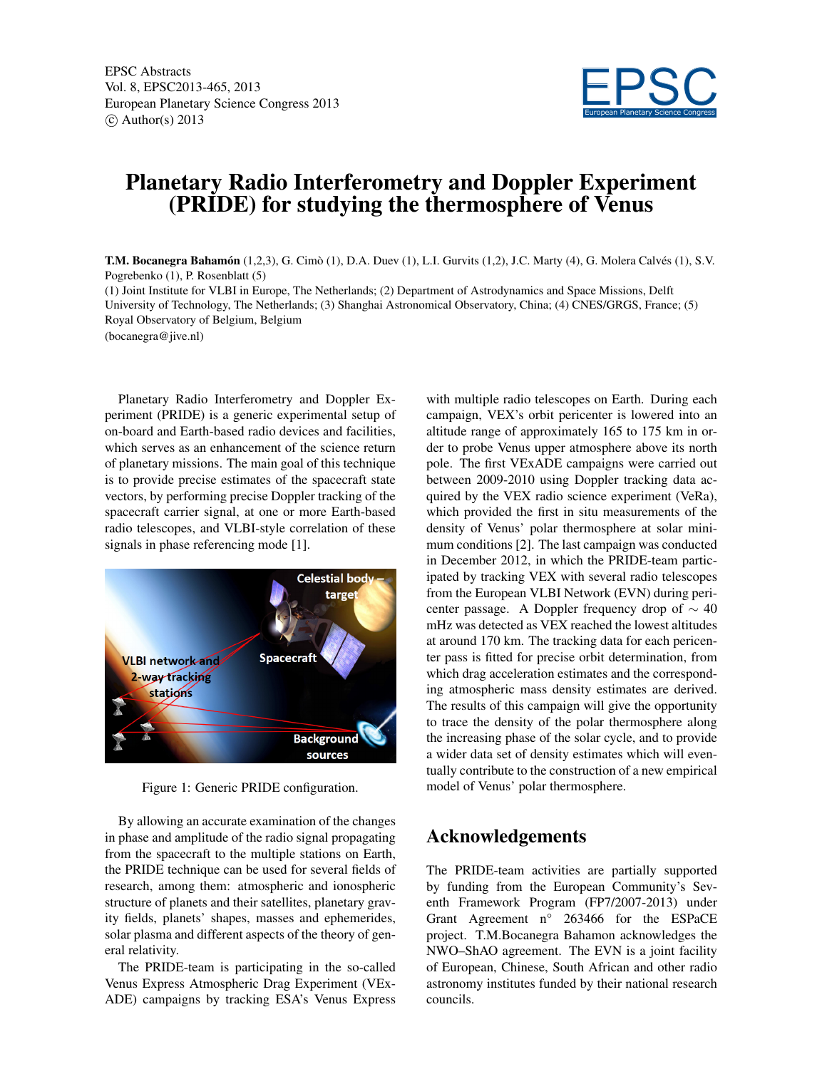EPSC Abstracts
Vol. 8, EPSC2013-465, 2013
European Planetary Science Congress 2013
© Author(s) 2013

# Planetary Radio Interferometry and Doppler Experiment (PRIDE) for studying the thermosphere of Venus

**T.M. Bocanegra Bahamón** (1,2,3), G. Cimò (1), D.A. Duev (1), L.I. Gurvits (1,2), J.C. Marty (4), G. Molera Calvés (1), S.V. Pogrebenko (1), P. Rosenblatt (5)

(1) Joint Institute for VLBI in Europe, The Netherlands; (2) Department of Astrodynamics and Space Missions, Delft University of Technology, The Netherlands; (3) Shanghai Astronomical Observatory, China; (4) CNES/GRGS, France; (5) Royal Observatory of Belgium, Belgium

(bocanegra@jive.nl)

Planetary Radio Interferometry and Doppler Experiment (PRIDE) is a generic experimental setup of on-board and Earth-based radio devices and facilities, which serves as an enhancement of the science return of planetary missions. The main goal of this technique is to provide precise estimates of the spacecraft state vectors, by performing precise Doppler tracking of the spacecraft carrier signal, at one or more Earth-based radio telescopes, and VLBI-style correlation of these signals in phase referencing mode [1].

Figure 1: Generic PRIDE configuration.

By allowing an accurate examination of the changes in phase and amplitude of the radio signal propagating from the spacecraft to the multiple stations on Earth, the PRIDE technique can be used for several fields of research, among them: atmospheric and ionospheric structure of planets and their satellites, planetary gravity fields, planets' shapes, masses and ephemerides, solar plasma and different aspects of the theory of general relativity.

The PRIDE-team is participating in the so-called Venus Express Atmospheric Drag Experiment (VExADE) campaigns by tracking ESA's Venus Express with multiple radio telescopes on Earth. During each campaign, VEX's orbit pericenter is lowered into an altitude range of approximately 165 to 175 km in order to probe Venus upper atmosphere above its north pole. The first VExADE campaigns were carried out between 2009-2010 using Doppler tracking data acquired by the VEX radio science experiment (VeRa), which provided the first in situ measurements of the density of Venus' polar thermosphere at solar minimum conditions [2]. The last campaign was conducted in December 2012, in which the PRIDE-team participated by tracking VEX with several radio telescopes from the European VLBI Network (EVN) during pericenter passage. A Doppler frequency drop of $\sim$ 40 mHz was detected as VEX reached the lowest altitudes at around 170 km. The tracking data for each pericenter pass is fitted for precise orbit determination, from which drag acceleration estimates and the corresponding atmospheric mass density estimates are derived. The results of this campaign will give the opportunity to trace the density of the polar thermosphere along the increasing phase of the solar cycle, and to provide a wider data set of density estimates which will eventually contribute to the construction of a new empirical model of Venus' polar thermosphere.

## Acknowledgements

The PRIDE-team activities are partially supported by funding from the European Community's Seventh Framework Program (FP7/2007-2013) under Grant Agreement n° 263466 for the ESPaCE project. T.M.Bocanegra Bahamon acknowledges the NWO–ShAO agreement. The EVN is a joint facility of European, Chinese, South African and other radio astronomy institutes funded by their national research councils.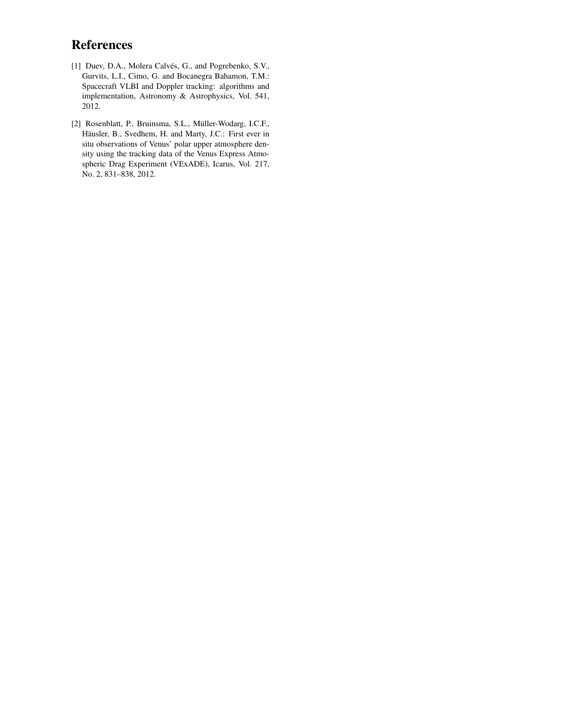# References

[1] Duev, D.A., Molera Calvés, G., and Pogrebenko, S.V., Gurvits, L.I., Cimo, G. and Bocanegra Bahamon, T.M.: Spacecraft VLBI and Doppler tracking: algorithms and implementation, Astronomy & Astrophysics, Vol. 541, 2012.

[2] Rosenblatt, P., Bruinsma, S.L., Müller-Wodarg, I.C.F., Häusler, B., Svedhem, H. and Marty, J.C.: First ever in situ observations of Venus' polar upper atmosphere density using the tracking data of the Venus Express Atmospheric Drag Experiment (VExADE), Icarus, Vol. 217, No. 2, 831–838, 2012.